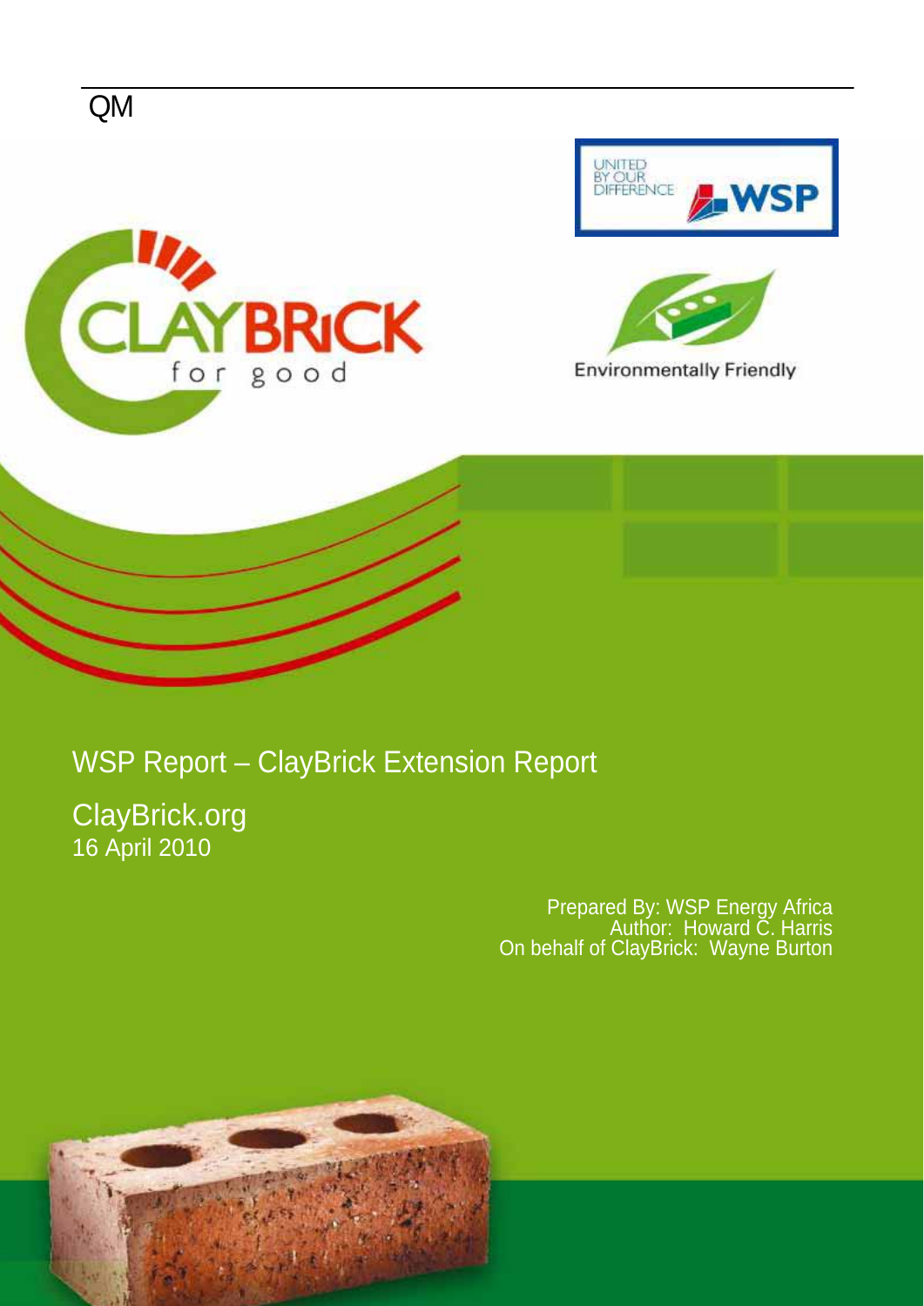QM

CLAYBRICK for good

UNITED BY OUR DIFFERENCE WSP

Environmentally Friendly

# WSP Report – ClayBrick Extension Report

ClayBrick.org
16 April 2010

Prepared By: WSP Energy Africa
Author: Howard C. Harris
On behalf of ClayBrick: Wayne Burton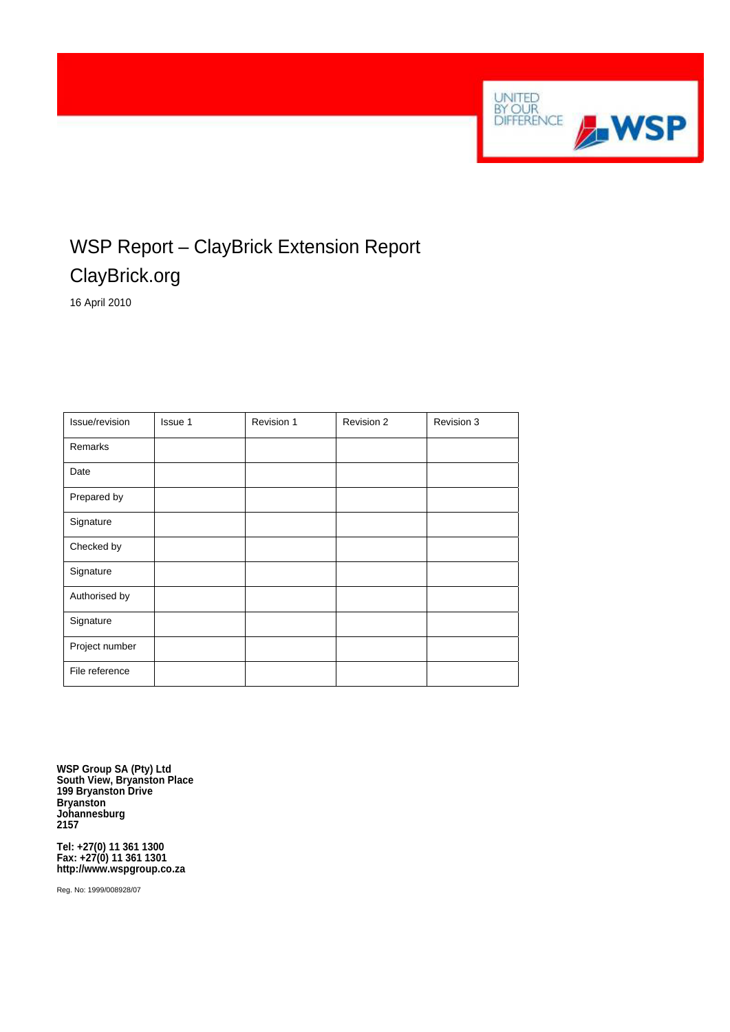# WSP Report – ClayBrick Extension Report

# ClayBrick.org

16 April 2010

| Issue/revision | Issue 1 | Revision 1 | Revision 2 | Revision 3 |
| --- | --- | --- | --- | --- |
| Remarks | | | | |
| Date | | | | |
| Prepared by | | | | |
| Signature | | | | |
| Checked by | | | | |
| Signature | | | | |
| Authorised by | | | | |
| Signature | | | | |
| Project number | | | | |
| File reference | | | | |

**WSP Group SA (Pty) Ltd**
**South View, Bryanston Place**
**199 Bryanston Drive**
**Bryanston**
**Johannesburg**
**2157**

**Tel: +27(0) 11 361 1300**
**Fax: +27(0) 11 361 1301**
**http://www.wspgroup.co.za**

Reg. No: 1999/008928/07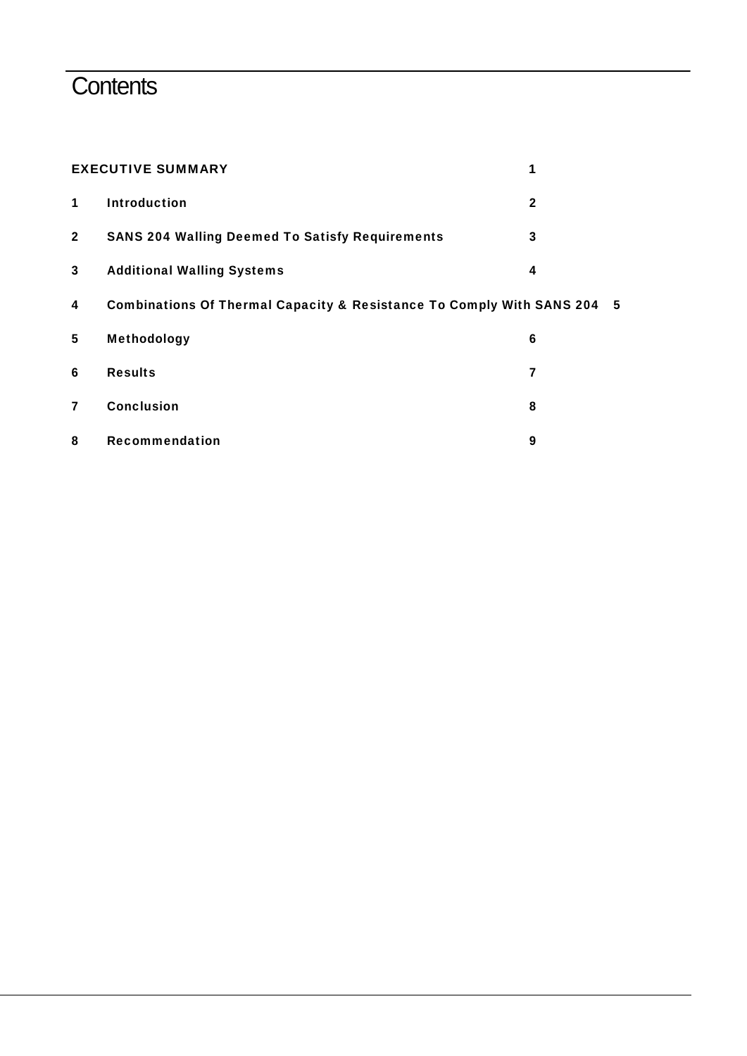# Contents

| | | |
|---|---|---|
| **EXECUTIVE SUMMARY** | | **1** |
| **1** | **Introduction** | **2** |
| **2** | **SANS 204 Walling Deemed To Satisfy Requirements** | **3** |
| **3** | **Additional Walling Systems** | **4** |
| **4** | **Combinations Of Thermal Capacity & Resistance To Comply With SANS 204** | **5** |
| **5** | **Methodology** | **6** |
| **6** | **Results** | **7** |
| **7** | **Conclusion** | **8** |
| **8** | **Recommendation** | **9** |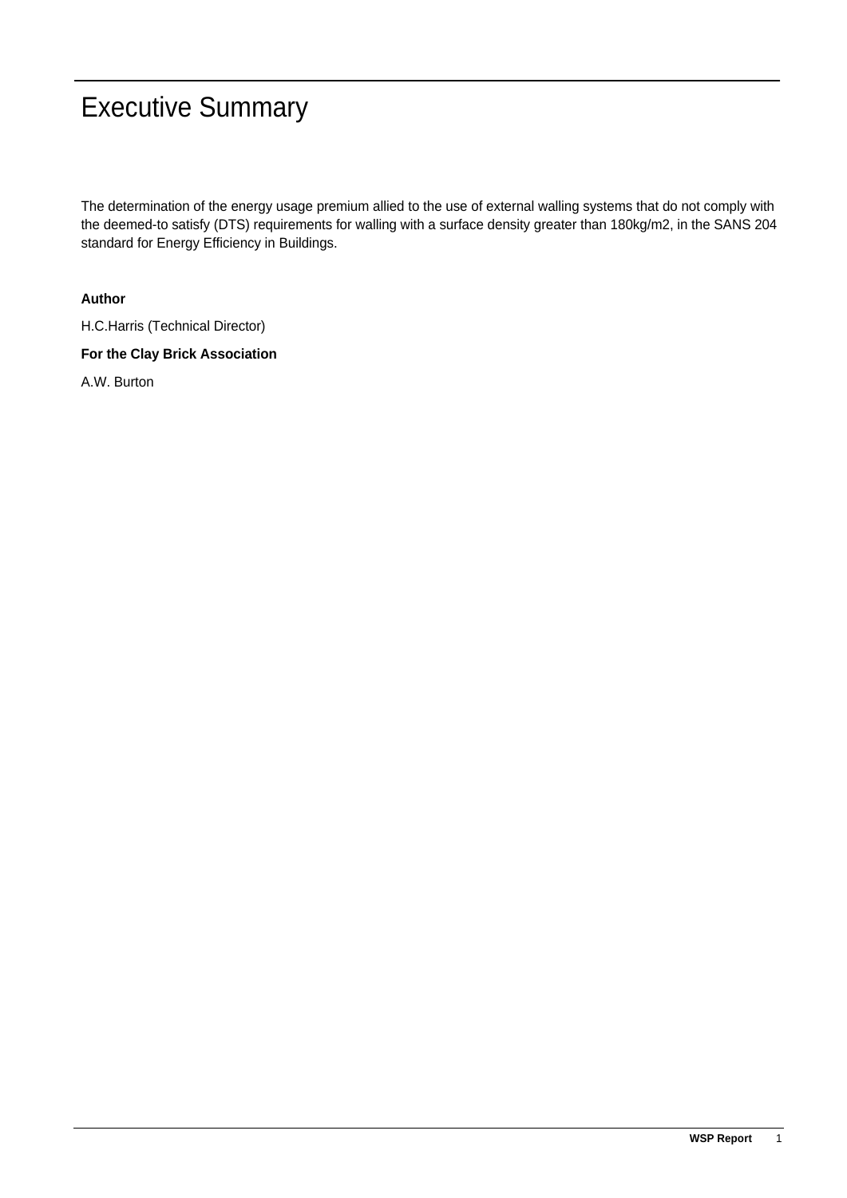# Executive Summary

The determination of the energy usage premium allied to the use of external walling systems that do not comply with the deemed-to satisfy (DTS) requirements for walling with a surface density greater than 180kg/m2, in the SANS 204 standard for Energy Efficiency in Buildings.

**Author**

H.C.Harris (Technical Director)

**For the Clay Brick Association**

A.W. Burton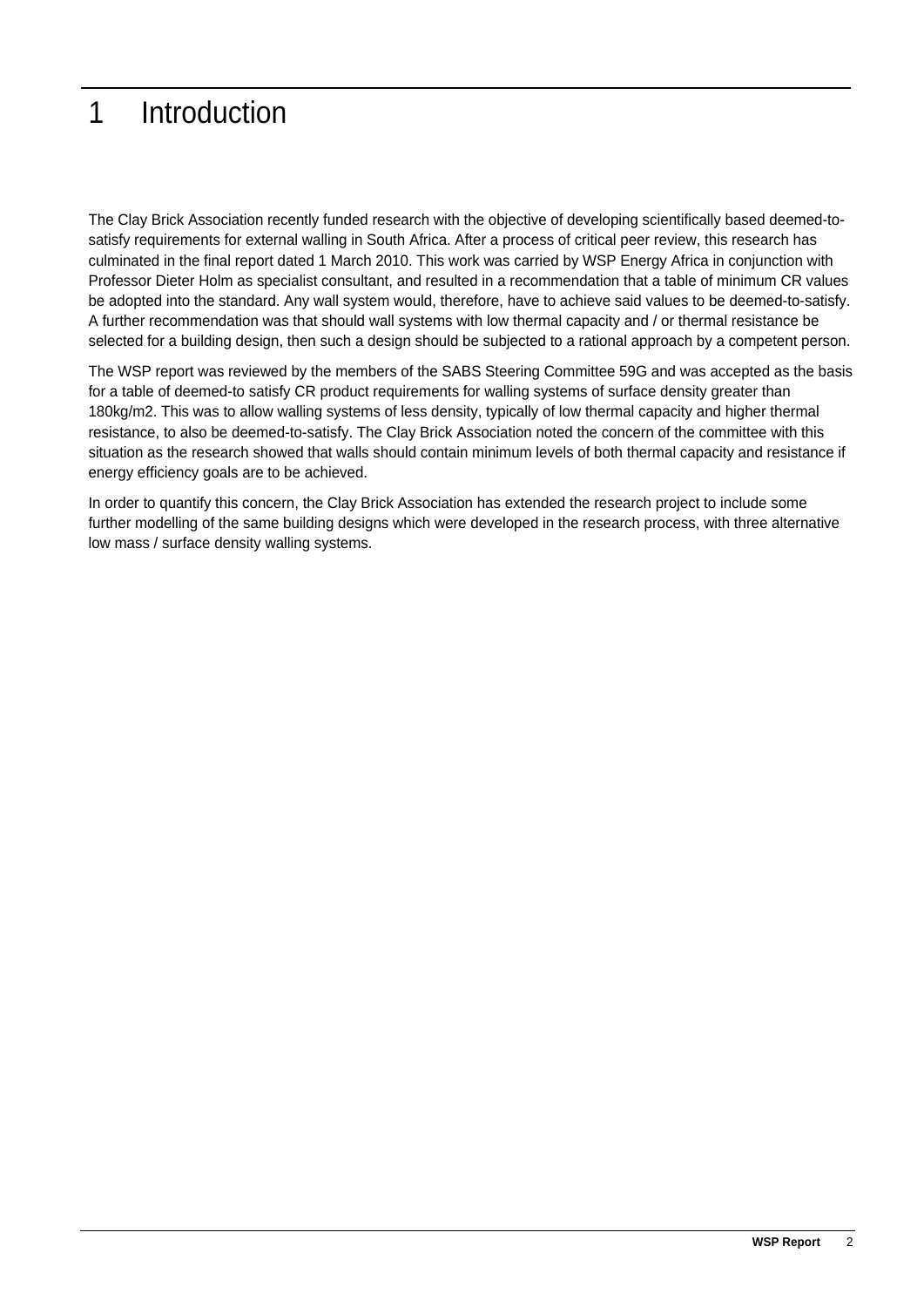# 1 Introduction

The Clay Brick Association recently funded research with the objective of developing scientifically based deemed-to-satisfy requirements for external walling in South Africa. After a process of critical peer review, this research has culminated in the final report dated 1 March 2010. This work was carried by WSP Energy Africa in conjunction with Professor Dieter Holm as specialist consultant, and resulted in a recommendation that a table of minimum CR values be adopted into the standard. Any wall system would, therefore, have to achieve said values to be deemed-to-satisfy. A further recommendation was that should wall systems with low thermal capacity and / or thermal resistance be selected for a building design, then such a design should be subjected to a rational approach by a competent person.

The WSP report was reviewed by the members of the SABS Steering Committee 59G and was accepted as the basis for a table of deemed-to satisfy CR product requirements for walling systems of surface density greater than 180kg/m2. This was to allow walling systems of less density, typically of low thermal capacity and higher thermal resistance, to also be deemed-to-satisfy. The Clay Brick Association noted the concern of the committee with this situation as the research showed that walls should contain minimum levels of both thermal capacity and resistance if energy efficiency goals are to be achieved.

In order to quantify this concern, the Clay Brick Association has extended the research project to include some further modelling of the same building designs which were developed in the research process, with three alternative low mass / surface density walling systems.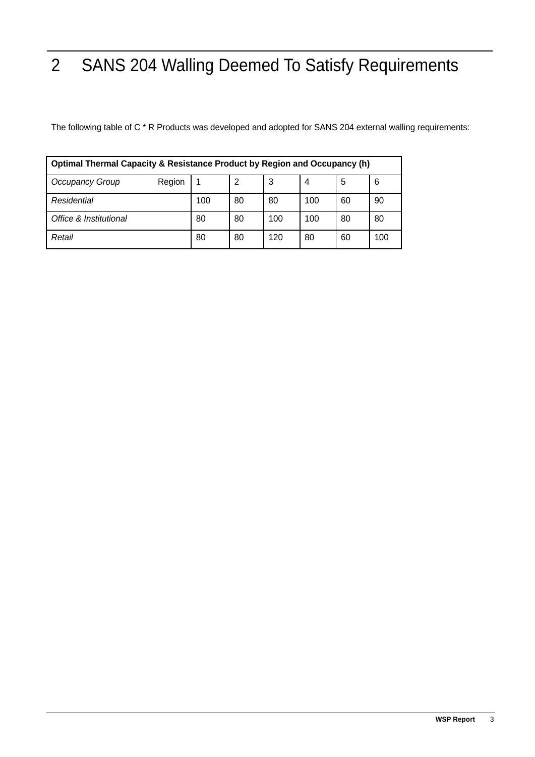# 2 SANS 204 Walling Deemed To Satisfy Requirements

The following table of C * R Products was developed and adopted for SANS 204 external walling requirements:

| **Optimal Thermal Capacity & Resistance Product by Region and Occupancy (h)** | | | | | | |
|---|---|---|---|---|---|---|
| *Occupancy Group* Region | 1 | 2 | 3 | 4 | 5 | 6 |
| *Residential* | 100 | 80 | 80 | 100 | 60 | 90 |
| *Office & Institutional* | 80 | 80 | 100 | 100 | 80 | 80 |
| *Retail* | 80 | 80 | 120 | 80 | 60 | 100 |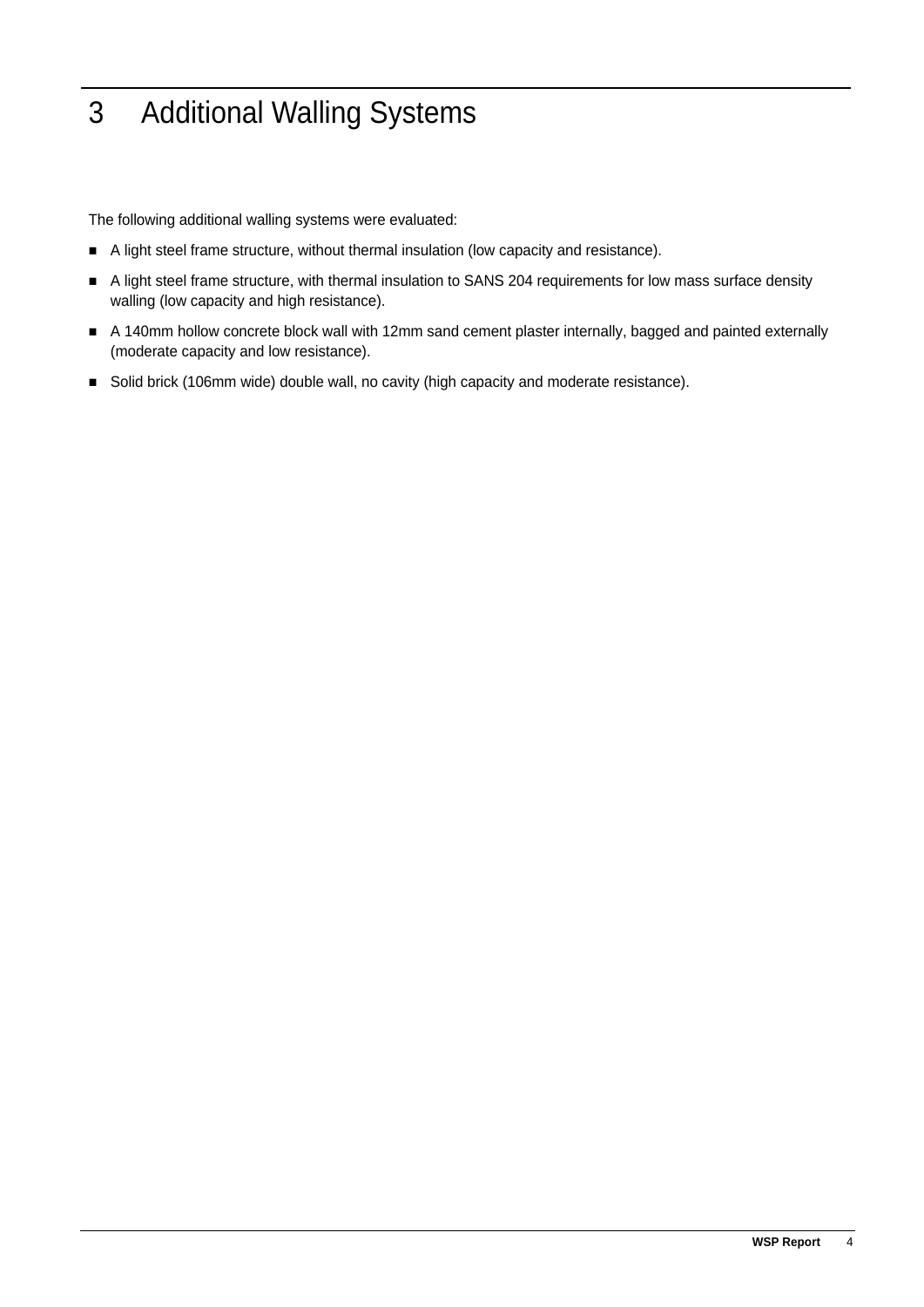# 3 Additional Walling Systems

The following additional walling systems were evaluated:

- A light steel frame structure, without thermal insulation (low capacity and resistance).
- A light steel frame structure, with thermal insulation to SANS 204 requirements for low mass surface density walling (low capacity and high resistance).
- A 140mm hollow concrete block wall with 12mm sand cement plaster internally, bagged and painted externally (moderate capacity and low resistance).
- Solid brick (106mm wide) double wall, no cavity (high capacity and moderate resistance).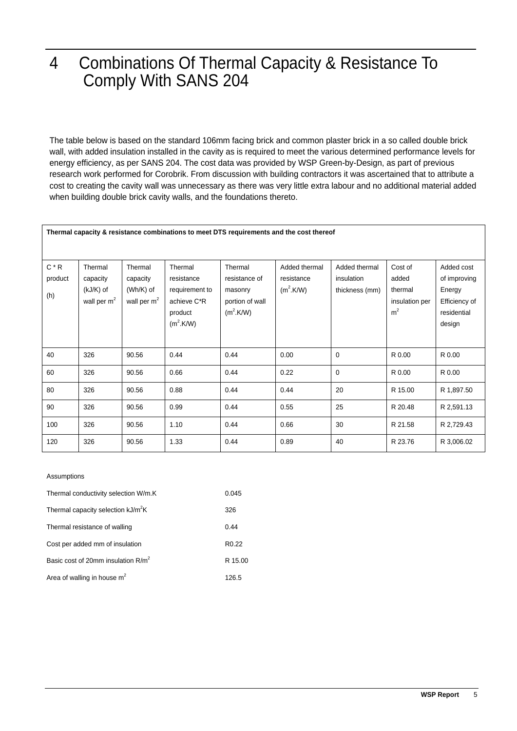# 4 Combinations Of Thermal Capacity & Resistance To Comply With SANS 204

The table below is based on the standard 106mm facing brick and common plaster brick in a so called double brick wall, with added insulation installed in the cavity as is required to meet the various determined performance levels for energy efficiency, as per SANS 204. The cost data was provided by WSP Green-by-Design, as part of previous research work performed for Corobrik. From discussion with building contractors it was ascertained that to attribute a cost to creating the cavity wall was unnecessary as there was very little extra labour and no additional material added when building double brick cavity walls, and the foundations thereto.

**Thermal capacity & resistance combinations to meet DTS requirements and the cost thereof**

| C * R product (h) | Thermal capacity (kJ/K) of wall per $m^2$ | Thermal capacity (Wh/K) of wall per $m^2$ | Thermal resistance requirement to achieve C*R product ($m^2$.K/W) | Thermal resistance of masonry portion of wall ($m^2$.K/W) | Added thermal resistance ($m^2$.K/W) | Added thermal insulation thickness (mm) | Cost of added thermal insulation per $m^2$ | Added cost of improving Energy Efficiency of residential design |
|---|---|---|---|---|---|---|---|---|
| 40 | 326 | 90.56 | 0.44 | 0.44 | 0.00 | 0 | R 0.00 | R 0.00 |
| 60 | 326 | 90.56 | 0.66 | 0.44 | 0.22 | 0 | R 0.00 | R 0.00 |
| 80 | 326 | 90.56 | 0.88 | 0.44 | 0.44 | 20 | R 15.00 | R 1,897.50 |
| 90 | 326 | 90.56 | 0.99 | 0.44 | 0.55 | 25 | R 20.48 | R 2,591.13 |
| 100 | 326 | 90.56 | 1.10 | 0.44 | 0.66 | 30 | R 21.58 | R 2,729.43 |
| 120 | 326 | 90.56 | 1.33 | 0.44 | 0.89 | 40 | R 23.76 | R 3,006.02 |

Assumptions

| | |
|---|---|
| Thermal conductivity selection W/m.K | 0.045 |
| Thermal capacity selection kJ/$m^2$K | 326 |
| Thermal resistance of walling | 0.44 |
| Cost per added mm of insulation | R0.22 |
| Basic cost of 20mm insulation R/$m^2$ | R 15.00 |
| Area of walling in house $m^2$ | 126.5 |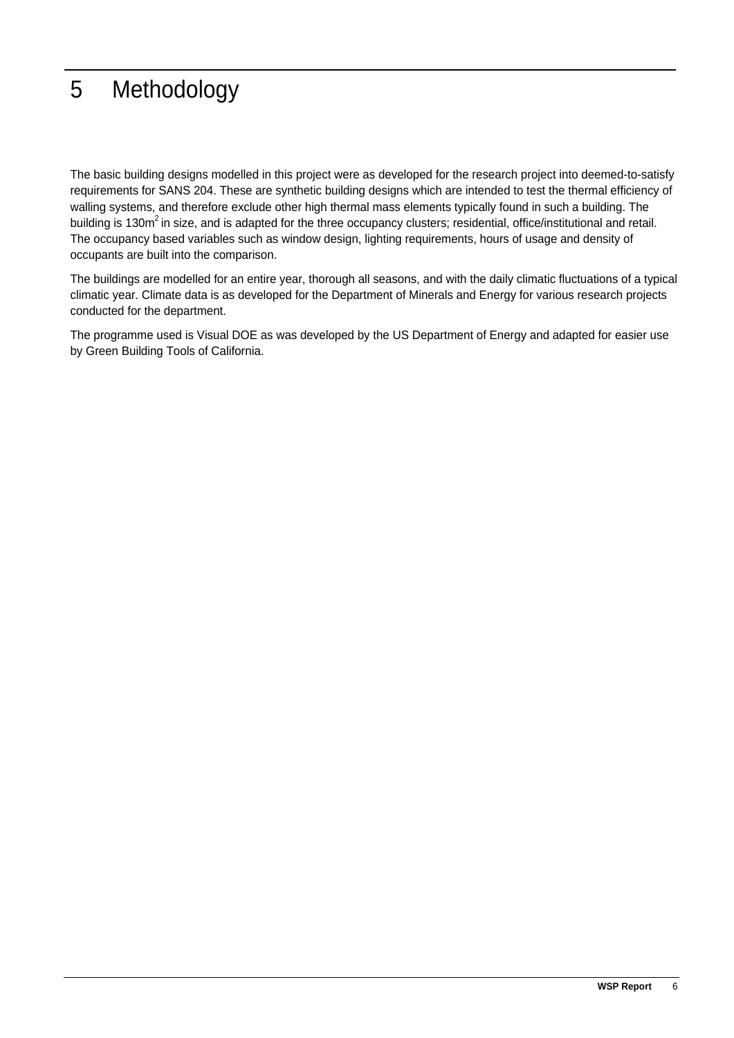# 5 Methodology

The basic building designs modelled in this project were as developed for the research project into deemed-to-satisfy requirements for SANS 204. These are synthetic building designs which are intended to test the thermal efficiency of walling systems, and therefore exclude other high thermal mass elements typically found in such a building. The building is $130m^2$ in size, and is adapted for the three occupancy clusters; residential, office/institutional and retail. The occupancy based variables such as window design, lighting requirements, hours of usage and density of occupants are built into the comparison.

The buildings are modelled for an entire year, thorough all seasons, and with the daily climatic fluctuations of a typical climatic year. Climate data is as developed for the Department of Minerals and Energy for various research projects conducted for the department.

The programme used is Visual DOE as was developed by the US Department of Energy and adapted for easier use by Green Building Tools of California.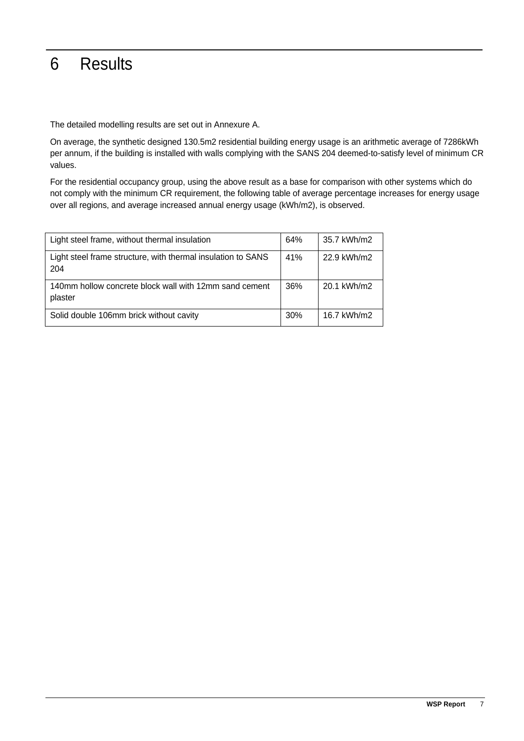# 6 Results

The detailed modelling results are set out in Annexure A.

On average, the synthetic designed 130.5m2 residential building energy usage is an arithmetic average of 7286kWh per annum, if the building is installed with walls complying with the SANS 204 deemed-to-satisfy level of minimum CR values.

For the residential occupancy group, using the above result as a base for comparison with other systems which do not comply with the minimum CR requirement, the following table of average percentage increases for energy usage over all regions, and average increased annual energy usage (kWh/m2), is observed.

| | | |
|---|---|---|
| Light steel frame, without thermal insulation | 64% | 35.7 kWh/m2 |
| Light steel frame structure, with thermal insulation to SANS 204 | 41% | 22.9 kWh/m2 |
| 140mm hollow concrete block wall with 12mm sand cement plaster | 36% | 20.1 kWh/m2 |
| Solid double 106mm brick without cavity | 30% | 16.7 kWh/m2 |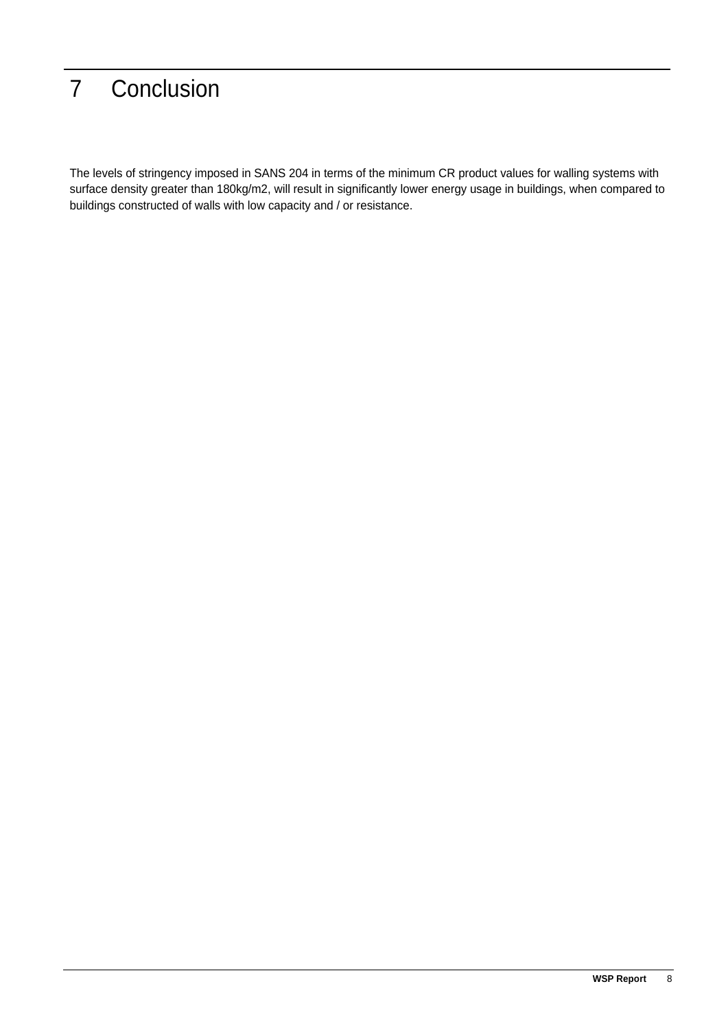# 7 Conclusion

The levels of stringency imposed in SANS 204 in terms of the minimum CR product values for walling systems with surface density greater than 180kg/m2, will result in significantly lower energy usage in buildings, when compared to buildings constructed of walls with low capacity and / or resistance.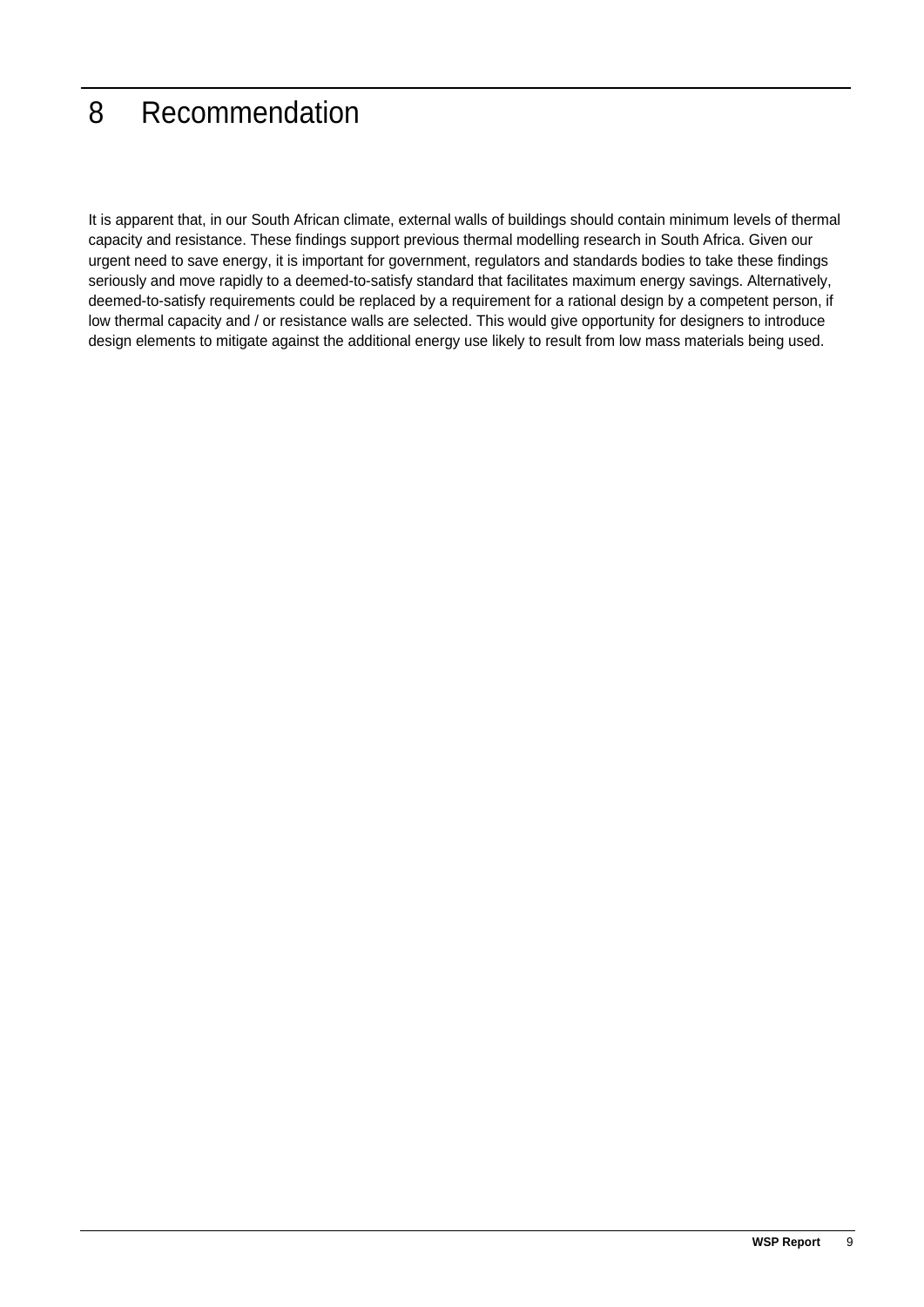# 8 Recommendation

It is apparent that, in our South African climate, external walls of buildings should contain minimum levels of thermal capacity and resistance. These findings support previous thermal modelling research in South Africa. Given our urgent need to save energy, it is important for government, regulators and standards bodies to take these findings seriously and move rapidly to a deemed-to-satisfy standard that facilitates maximum energy savings. Alternatively, deemed-to-satisfy requirements could be replaced by a requirement for a rational design by a competent person, if low thermal capacity and / or resistance walls are selected. This would give opportunity for designers to introduce design elements to mitigate against the additional energy use likely to result from low mass materials being used.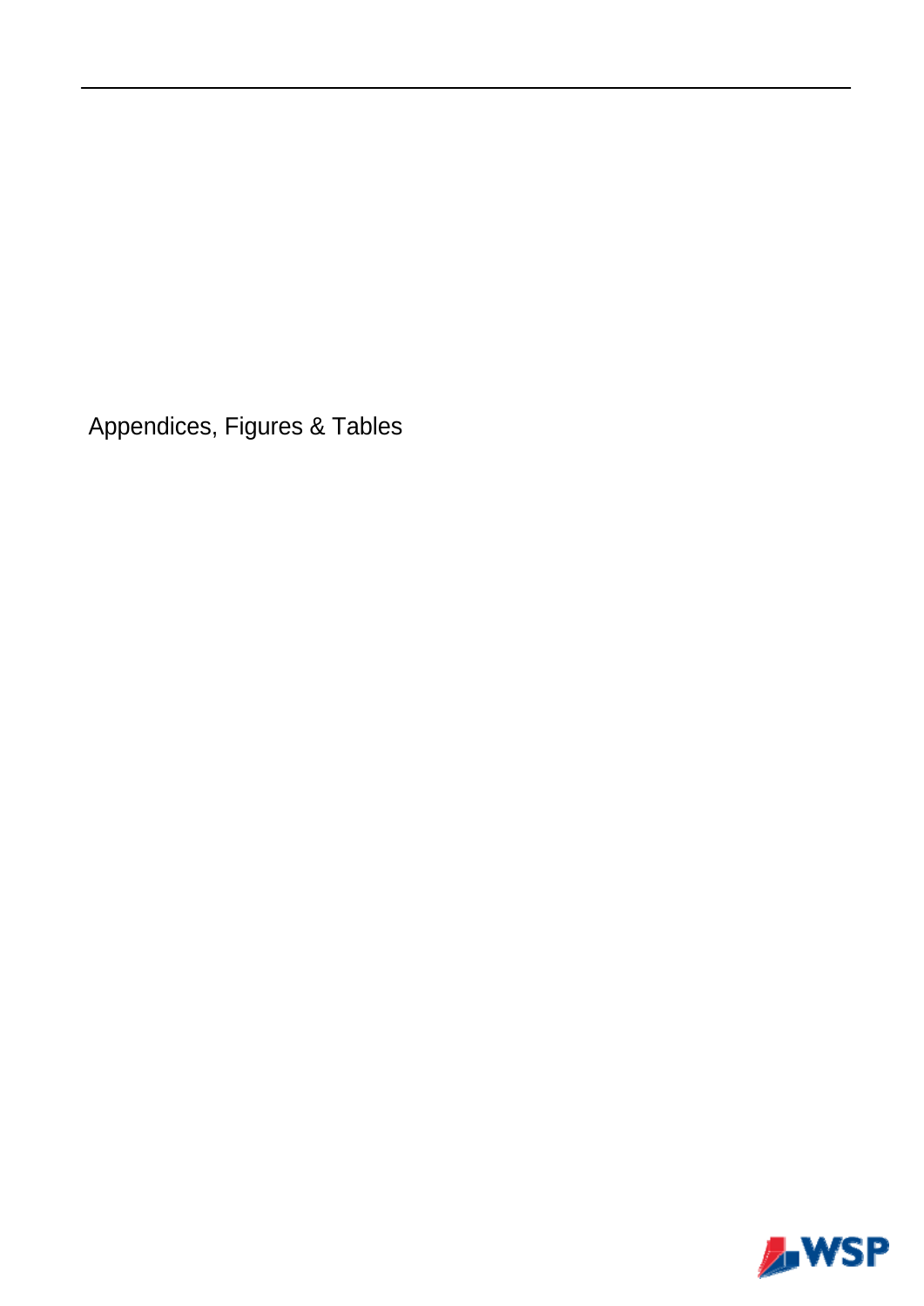# Appendices, Figures & Tables